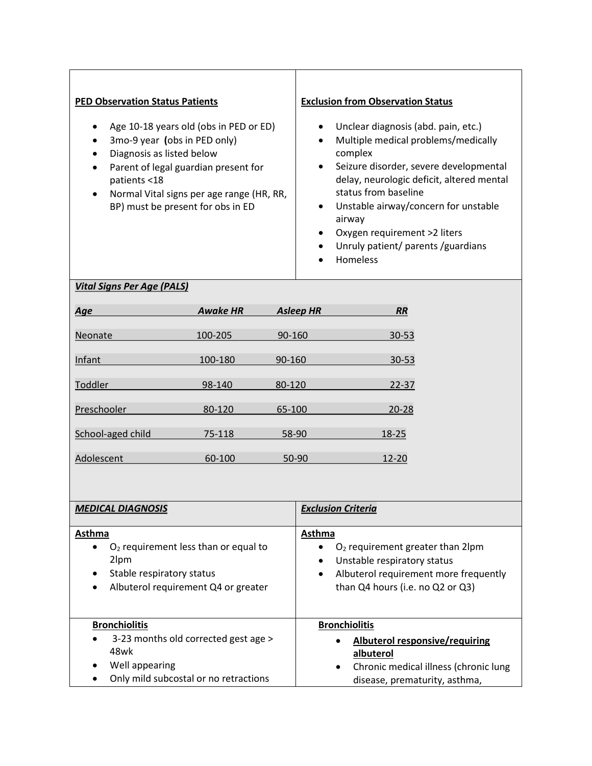| **PED Observation Status Patients** | **Exclusion from Observation Status** |
|---|---|
| • Age 10-18 years old (obs in PED or ED)<br>• 3mo-9 year **(**obs in PED only)<br>• Diagnosis as listed below<br>• Parent of legal guardian present for patients <18<br>• Normal Vital signs per age range (HR, RR, BP) must be present for obs in ED | • Unclear diagnosis (abd. pain, etc.)<br>• Multiple medical problems/medically complex<br>• Seizure disorder, severe developmental delay, neurologic deficit, altered mental status from baseline<br>• Unstable airway/concern for unstable airway<br>• Oxygen requirement >2 liters<br>• Unruly patient/ parents /guardians<br>• Homeless |

***Vital Signs Per Age (PALS)***

| ***Age*** | ***Awake HR*** | ***Asleep HR*** | ***RR*** |
|---|---|---|---|
| Neonate | 100-205 | 90-160 | 30-53 |
| Infant | 100-180 | 90-160 | 30-53 |
| Toddler | 98-140 | 80-120 | 22-37 |
| Preschooler | 80-120 | 65-100 | 20-28 |
| School-aged child | 75-118 | 58-90 | 18-25 |
| Adolescent | 60-100 | 50-90 | 12-20 |

| ***MEDICAL DIAGNOSIS*** | ***Exclusion Criteria*** |
|---|---|
| **Asthma**<br>• $O_2$ requirement less than or equal to 2lpm<br>• Stable respiratory status<br>• Albuterol requirement Q4 or greater | **Asthma**<br>• $O_2$ requirement greater than 2lpm<br>• Unstable respiratory status<br>• Albuterol requirement more frequently than Q4 hours (i.e. no Q2 or Q3) |
| **Bronchiolitis**<br>• 3-23 months old corrected gest age > 48wk<br>• Well appearing<br>• Only mild subcostal or no retractions | **Bronchiolitis**<br>• **Albuterol responsive/requiring albuterol**<br>• Chronic medical illness (chronic lung disease, prematurity, asthma, |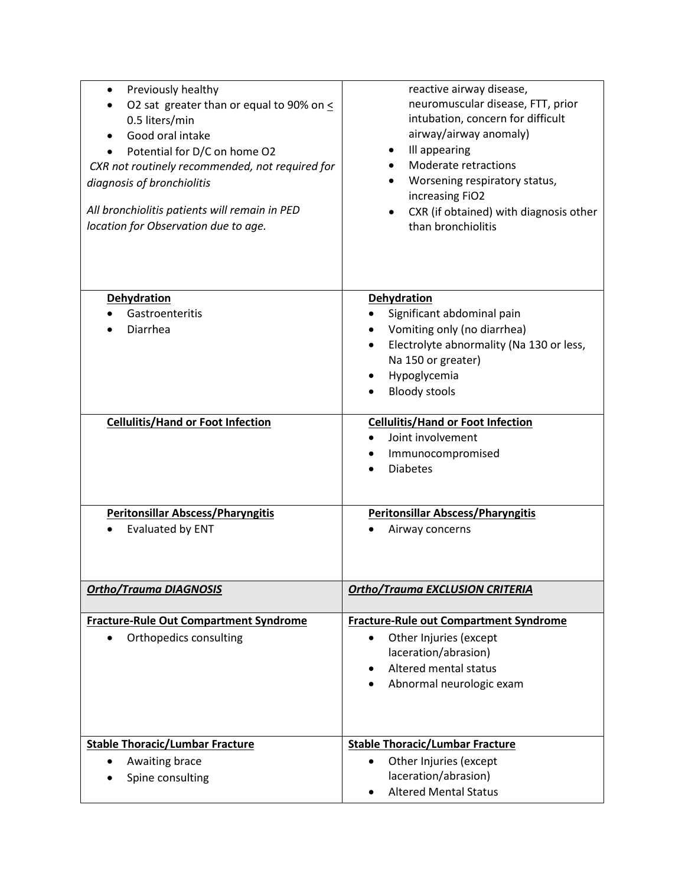| | |
|---|---|
| • Previously healthy<br>• O2 sat greater than or equal to 90% on ≤ 0.5 liters/min<br>• Good oral intake<br>• Potential for D/C on home O2<br>*CXR not routinely recommended, not required for diagnosis of bronchiolitis*<br>*All bronchiolitis patients will remain in PED location for Observation due to age.* | reactive airway disease, neuromuscular disease, FTT, prior intubation, concern for difficult airway/airway anomaly)<br>• Ill appearing<br>• Moderate retractions<br>• Worsening respiratory status, increasing FiO2<br>• CXR (if obtained) with diagnosis other than bronchiolitis |
| **Dehydration**<br>• Gastroenteritis<br>• Diarrhea | **Dehydration**<br>• Significant abdominal pain<br>• Vomiting only (no diarrhea)<br>• Electrolyte abnormality (Na 130 or less, Na 150 or greater)<br>• Hypoglycemia<br>• Bloody stools |
| **Cellulitis/Hand or Foot Infection** | **Cellulitis/Hand or Foot Infection**<br>• Joint involvement<br>• Immunocompromised<br>• Diabetes |
| **Peritonsillar Abscess/Pharyngitis**<br>• Evaluated by ENT | **Peritonsillar Abscess/Pharyngitis**<br>• Airway concerns |
| ***Ortho/Trauma DIAGNOSIS*** | ***Ortho/Trauma EXCLUSION CRITERIA*** |
| **Fracture-Rule Out Compartment Syndrome**<br>• Orthopedics consulting | **Fracture-Rule out Compartment Syndrome**<br>• Other Injuries (except laceration/abrasion)<br>• Altered mental status<br>• Abnormal neurologic exam |
| **Stable Thoracic/Lumbar Fracture**<br>• Awaiting brace<br>• Spine consulting | **Stable Thoracic/Lumbar Fracture**<br>• Other Injuries (except laceration/abrasion)<br>• Altered Mental Status |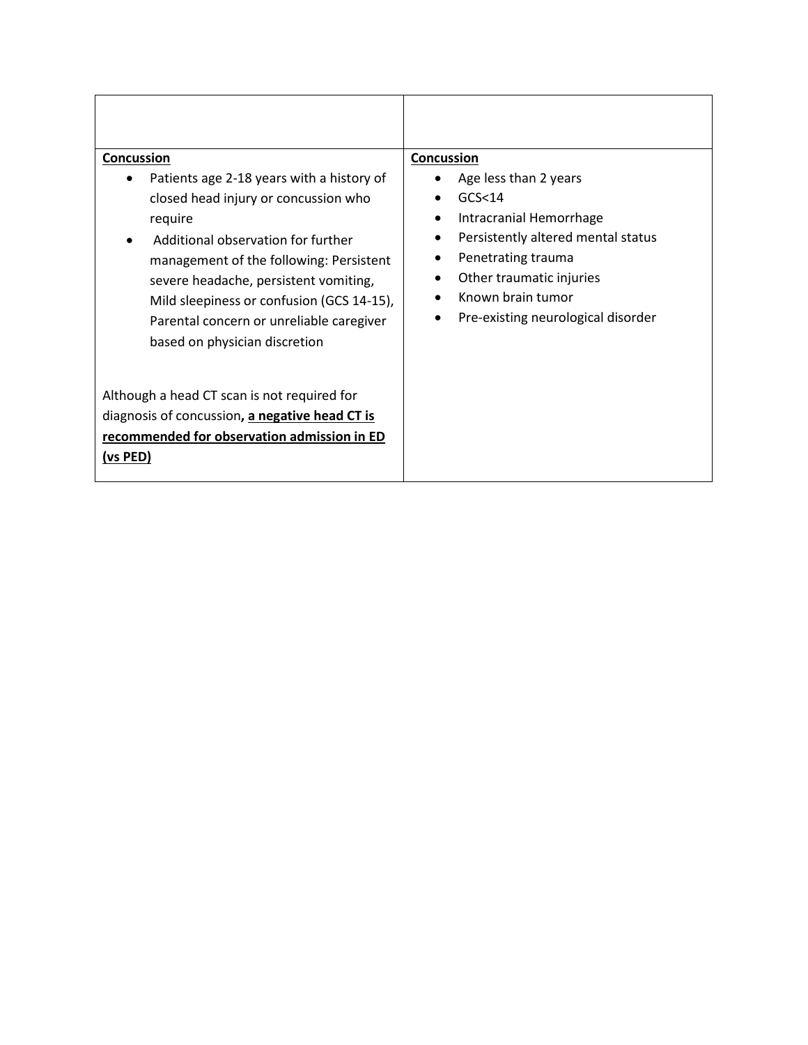| | |
|---|---|
| | |
| **<u>Concussion</u>**<br>• Patients age 2-18 years with a history of closed head injury or concussion who require<br>• Additional observation for further management of the following: Persistent severe headache, persistent vomiting, Mild sleepiness or confusion (GCS 14-15), Parental concern or unreliable caregiver based on physician discretion<br><br>Although a head CT scan is not required for diagnosis of concussion**, <u>a negative head CT is recommended for observation admission in ED (vs PED)</u>** | **<u>Concussion</u>**<br>• Age less than 2 years<br>• GCS<14<br>• Intracranial Hemorrhage<br>• Persistently altered mental status<br>• Penetrating trauma<br>• Other traumatic injuries<br>• Known brain tumor<br>• Pre-existing neurological disorder |